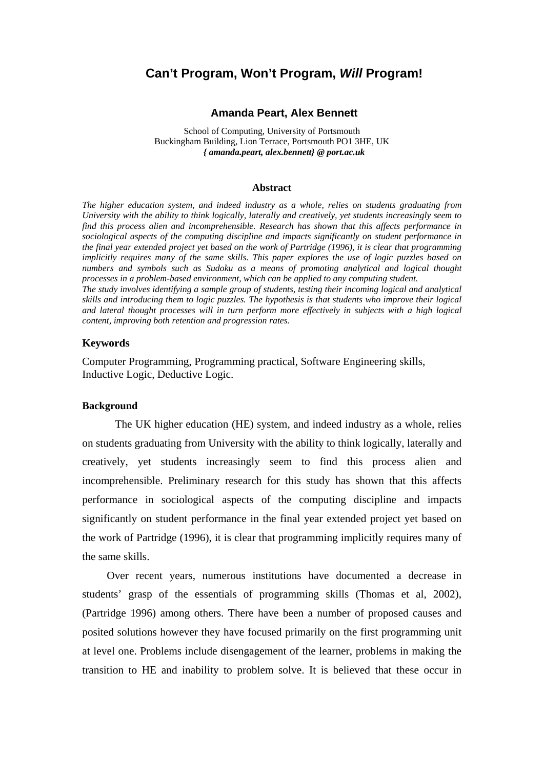# Can't Program, Won't Program, *Will* Program!

**Amanda Peart, Alex Bennett**

School of Computing, University of Portsmouth
Buckingham Building, Lion Terrace, Portsmouth PO1 3HE, UK
***{ amanda.peart, alex.bennett} @ port.ac.uk***

## Abstract

*The higher education system, and indeed industry as a whole, relies on students graduating from University with the ability to think logically, laterally and creatively, yet students increasingly seem to find this process alien and incomprehensible. Research has shown that this affects performance in sociological aspects of the computing discipline and impacts significantly on student performance in the final year extended project yet based on the work of Partridge (1996), it is clear that programming implicitly requires many of the same skills. This paper explores the use of logic puzzles based on numbers and symbols such as Sudoku as a means of promoting analytical and logical thought processes in a problem-based environment, which can be applied to any computing student.*

*The study involves identifying a sample group of students, testing their incoming logical and analytical skills and introducing them to logic puzzles. The hypothesis is that students who improve their logical and lateral thought processes will in turn perform more effectively in subjects with a high logical content, improving both retention and progression rates.*

## Keywords

Computer Programming, Programming practical, Software Engineering skills, Inductive Logic, Deductive Logic.

### Background

The UK higher education (HE) system, and indeed industry as a whole, relies on students graduating from University with the ability to think logically, laterally and creatively, yet students increasingly seem to find this process alien and incomprehensible. Preliminary research for this study has shown that this affects performance in sociological aspects of the computing discipline and impacts significantly on student performance in the final year extended project yet based on the work of Partridge (1996), it is clear that programming implicitly requires many of the same skills.

Over recent years, numerous institutions have documented a decrease in students' grasp of the essentials of programming skills (Thomas et al, 2002), (Partridge 1996) among others. There have been a number of proposed causes and posited solutions however they have focused primarily on the first programming unit at level one. Problems include disengagement of the learner, problems in making the transition to HE and inability to problem solve. It is believed that these occur in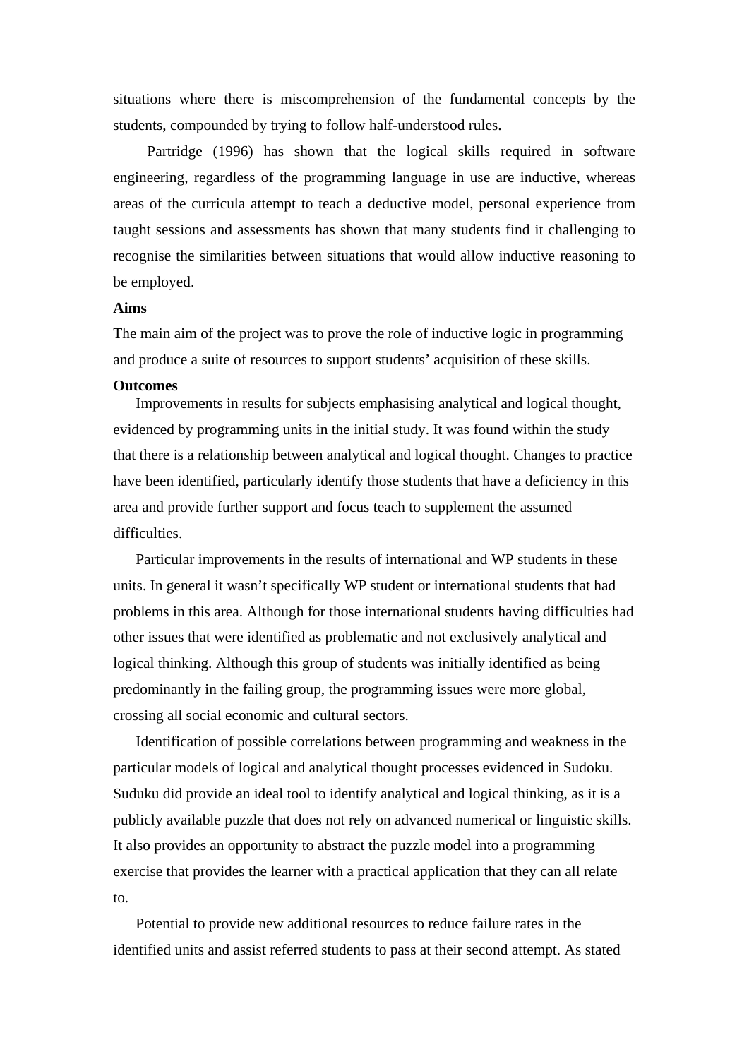situations where there is miscomprehension of the fundamental concepts by the students, compounded by trying to follow half-understood rules.

Partridge (1996) has shown that the logical skills required in software engineering, regardless of the programming language in use are inductive, whereas areas of the curricula attempt to teach a deductive model, personal experience from taught sessions and assessments has shown that many students find it challenging to recognise the similarities between situations that would allow inductive reasoning to be employed.

**Aims**

The main aim of the project was to prove the role of inductive logic in programming and produce a suite of resources to support students' acquisition of these skills.

**Outcomes**

Improvements in results for subjects emphasising analytical and logical thought, evidenced by programming units in the initial study. It was found within the study that there is a relationship between analytical and logical thought. Changes to practice have been identified, particularly identify those students that have a deficiency in this area and provide further support and focus teach to supplement the assumed difficulties.

Particular improvements in the results of international and WP students in these units. In general it wasn't specifically WP student or international students that had problems in this area. Although for those international students having difficulties had other issues that were identified as problematic and not exclusively analytical and logical thinking. Although this group of students was initially identified as being predominantly in the failing group, the programming issues were more global, crossing all social economic and cultural sectors.

Identification of possible correlations between programming and weakness in the particular models of logical and analytical thought processes evidenced in Sudoku. Suduku did provide an ideal tool to identify analytical and logical thinking, as it is a publicly available puzzle that does not rely on advanced numerical or linguistic skills. It also provides an opportunity to abstract the puzzle model into a programming exercise that provides the learner with a practical application that they can all relate to.

Potential to provide new additional resources to reduce failure rates in the identified units and assist referred students to pass at their second attempt. As stated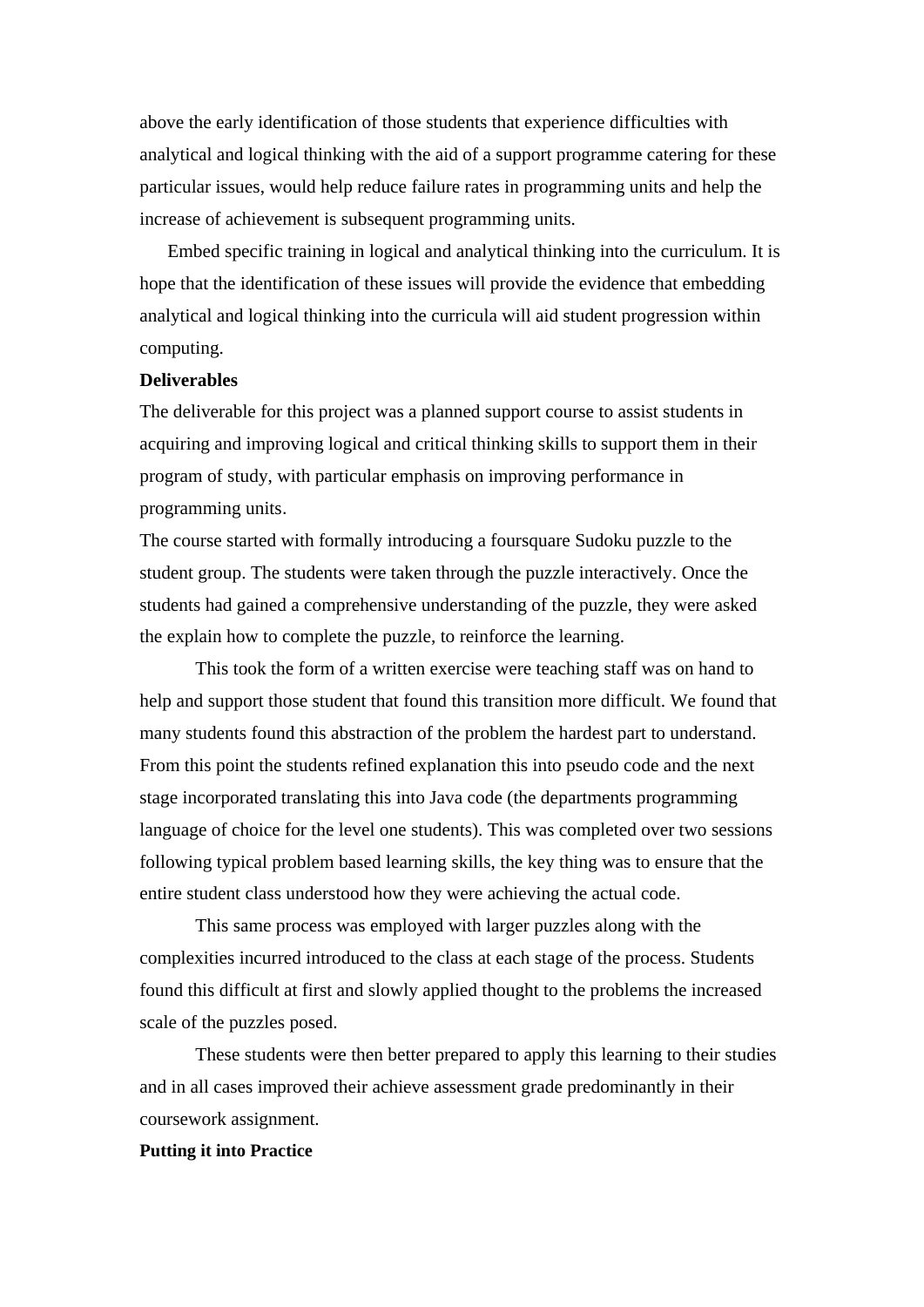above the early identification of those students that experience difficulties with analytical and logical thinking with the aid of a support programme catering for these particular issues, would help reduce failure rates in programming units and help the increase of achievement is subsequent programming units.

Embed specific training in logical and analytical thinking into the curriculum. It is hope that the identification of these issues will provide the evidence that embedding analytical and logical thinking into the curricula will aid student progression within computing.

**Deliverables**

The deliverable for this project was a planned support course to assist students in acquiring and improving logical and critical thinking skills to support them in their program of study, with particular emphasis on improving performance in programming units.

The course started with formally introducing a foursquare Sudoku puzzle to the student group. The students were taken through the puzzle interactively. Once the students had gained a comprehensive understanding of the puzzle, they were asked the explain how to complete the puzzle, to reinforce the learning.

This took the form of a written exercise were teaching staff was on hand to help and support those student that found this transition more difficult. We found that many students found this abstraction of the problem the hardest part to understand. From this point the students refined explanation this into pseudo code and the next stage incorporated translating this into Java code (the departments programming language of choice for the level one students). This was completed over two sessions following typical problem based learning skills, the key thing was to ensure that the entire student class understood how they were achieving the actual code.

This same process was employed with larger puzzles along with the complexities incurred introduced to the class at each stage of the process. Students found this difficult at first and slowly applied thought to the problems the increased scale of the puzzles posed.

These students were then better prepared to apply this learning to their studies and in all cases improved their achieve assessment grade predominantly in their coursework assignment.

**Putting it into Practice**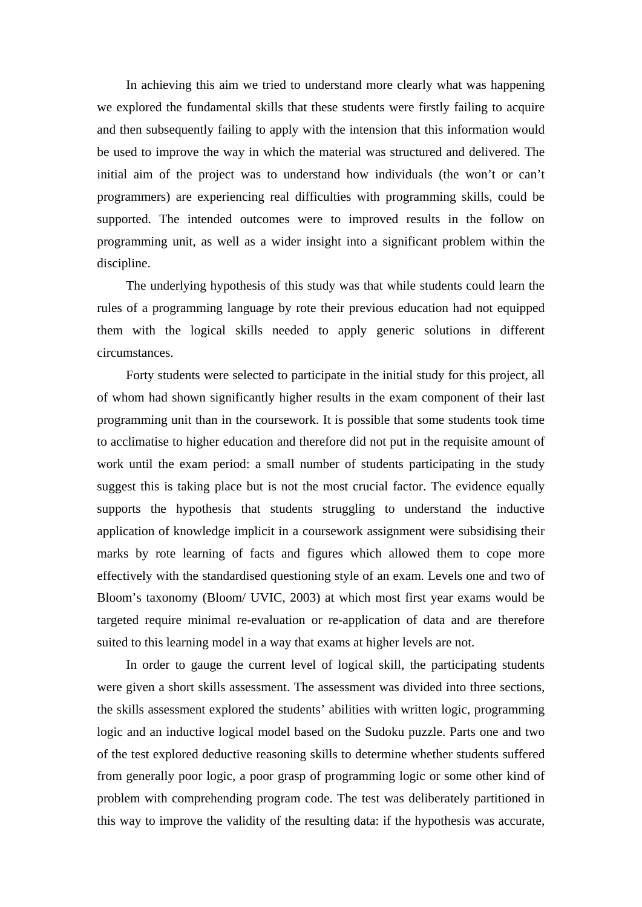In achieving this aim we tried to understand more clearly what was happening we explored the fundamental skills that these students were firstly failing to acquire and then subsequently failing to apply with the intension that this information would be used to improve the way in which the material was structured and delivered. The initial aim of the project was to understand how individuals (the won't or can't programmers) are experiencing real difficulties with programming skills, could be supported. The intended outcomes were to improved results in the follow on programming unit, as well as a wider insight into a significant problem within the discipline.

The underlying hypothesis of this study was that while students could learn the rules of a programming language by rote their previous education had not equipped them with the logical skills needed to apply generic solutions in different circumstances.

Forty students were selected to participate in the initial study for this project, all of whom had shown significantly higher results in the exam component of their last programming unit than in the coursework. It is possible that some students took time to acclimatise to higher education and therefore did not put in the requisite amount of work until the exam period: a small number of students participating in the study suggest this is taking place but is not the most crucial factor. The evidence equally supports the hypothesis that students struggling to understand the inductive application of knowledge implicit in a coursework assignment were subsidising their marks by rote learning of facts and figures which allowed them to cope more effectively with the standardised questioning style of an exam. Levels one and two of Bloom's taxonomy (Bloom/ UVIC, 2003) at which most first year exams would be targeted require minimal re-evaluation or re-application of data and are therefore suited to this learning model in a way that exams at higher levels are not.

In order to gauge the current level of logical skill, the participating students were given a short skills assessment. The assessment was divided into three sections, the skills assessment explored the students' abilities with written logic, programming logic and an inductive logical model based on the Sudoku puzzle. Parts one and two of the test explored deductive reasoning skills to determine whether students suffered from generally poor logic, a poor grasp of programming logic or some other kind of problem with comprehending program code. The test was deliberately partitioned in this way to improve the validity of the resulting data: if the hypothesis was accurate,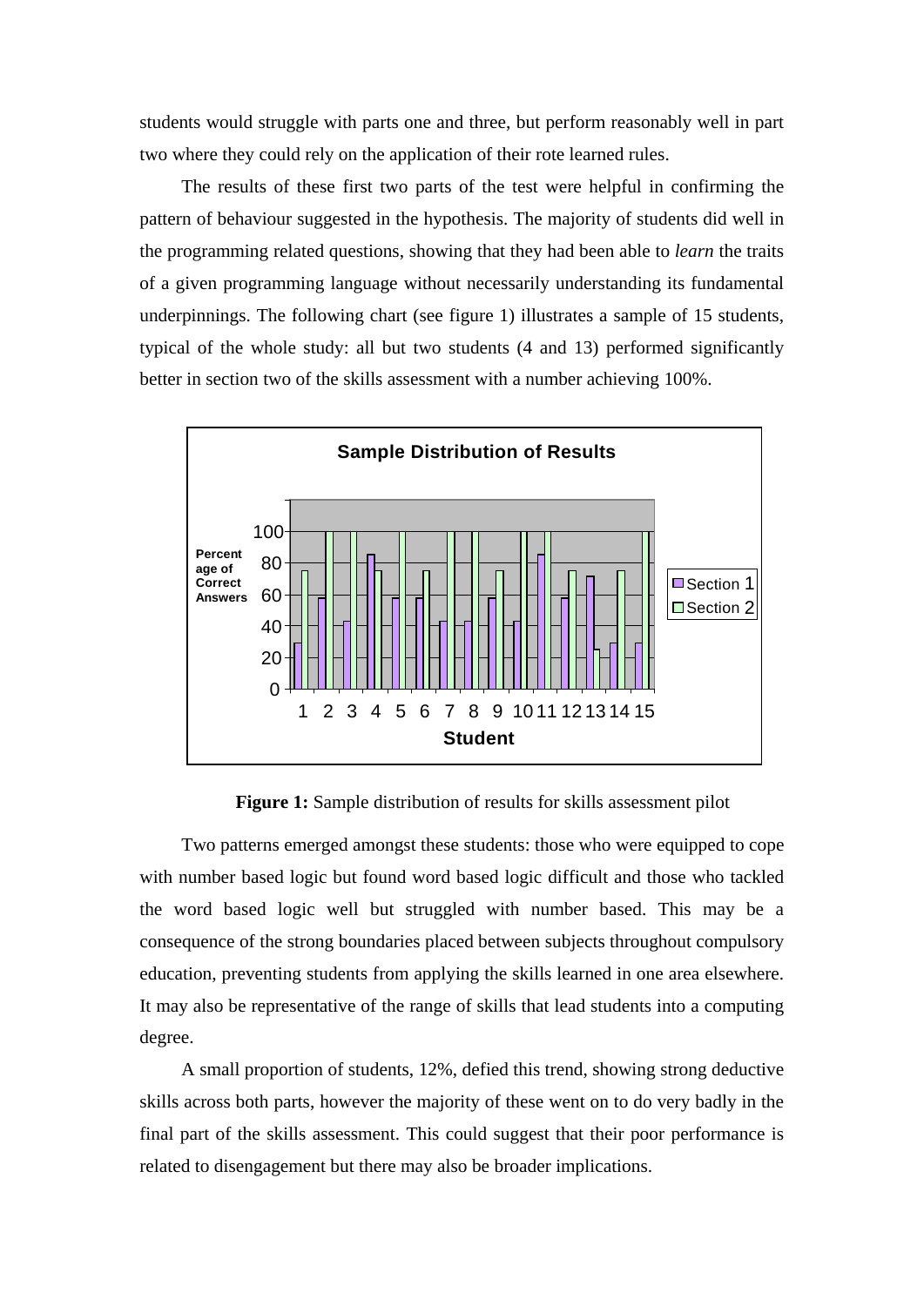students would struggle with parts one and three, but perform reasonably well in part two where they could rely on the application of their rote learned rules.

The results of these first two parts of the test were helpful in confirming the pattern of behaviour suggested in the hypothesis. The majority of students did well in the programming related questions, showing that they had been able to *learn* the traits of a given programming language without necessarily understanding its fundamental underpinnings. The following chart (see figure 1) illustrates a sample of 15 students, typical of the whole study: all but two students (4 and 13) performed significantly better in section two of the skills assessment with a number achieving 100%.

**Figure 1:** Sample distribution of results for skills assessment pilot

Two patterns emerged amongst these students: those who were equipped to cope with number based logic but found word based logic difficult and those who tackled the word based logic well but struggled with number based. This may be a consequence of the strong boundaries placed between subjects throughout compulsory education, preventing students from applying the skills learned in one area elsewhere. It may also be representative of the range of skills that lead students into a computing degree.

A small proportion of students, 12%, defied this trend, showing strong deductive skills across both parts, however the majority of these went on to do very badly in the final part of the skills assessment. This could suggest that their poor performance is related to disengagement but there may also be broader implications.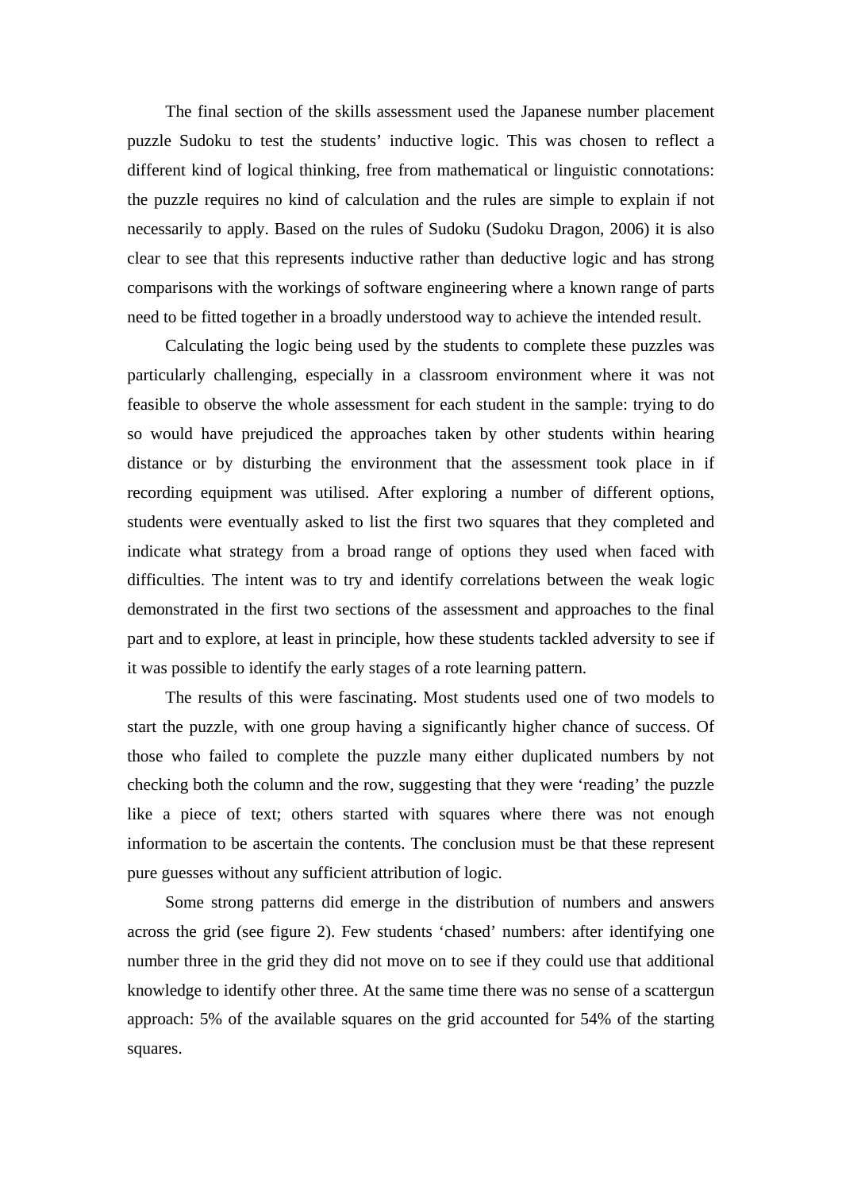The final section of the skills assessment used the Japanese number placement puzzle Sudoku to test the students' inductive logic. This was chosen to reflect a different kind of logical thinking, free from mathematical or linguistic connotations: the puzzle requires no kind of calculation and the rules are simple to explain if not necessarily to apply. Based on the rules of Sudoku (Sudoku Dragon, 2006) it is also clear to see that this represents inductive rather than deductive logic and has strong comparisons with the workings of software engineering where a known range of parts need to be fitted together in a broadly understood way to achieve the intended result.

Calculating the logic being used by the students to complete these puzzles was particularly challenging, especially in a classroom environment where it was not feasible to observe the whole assessment for each student in the sample: trying to do so would have prejudiced the approaches taken by other students within hearing distance or by disturbing the environment that the assessment took place in if recording equipment was utilised. After exploring a number of different options, students were eventually asked to list the first two squares that they completed and indicate what strategy from a broad range of options they used when faced with difficulties. The intent was to try and identify correlations between the weak logic demonstrated in the first two sections of the assessment and approaches to the final part and to explore, at least in principle, how these students tackled adversity to see if it was possible to identify the early stages of a rote learning pattern.

The results of this were fascinating. Most students used one of two models to start the puzzle, with one group having a significantly higher chance of success. Of those who failed to complete the puzzle many either duplicated numbers by not checking both the column and the row, suggesting that they were 'reading' the puzzle like a piece of text; others started with squares where there was not enough information to be ascertain the contents. The conclusion must be that these represent pure guesses without any sufficient attribution of logic.

Some strong patterns did emerge in the distribution of numbers and answers across the grid (see figure 2). Few students 'chased' numbers: after identifying one number three in the grid they did not move on to see if they could use that additional knowledge to identify other three. At the same time there was no sense of a scattergun approach: 5% of the available squares on the grid accounted for 54% of the starting squares.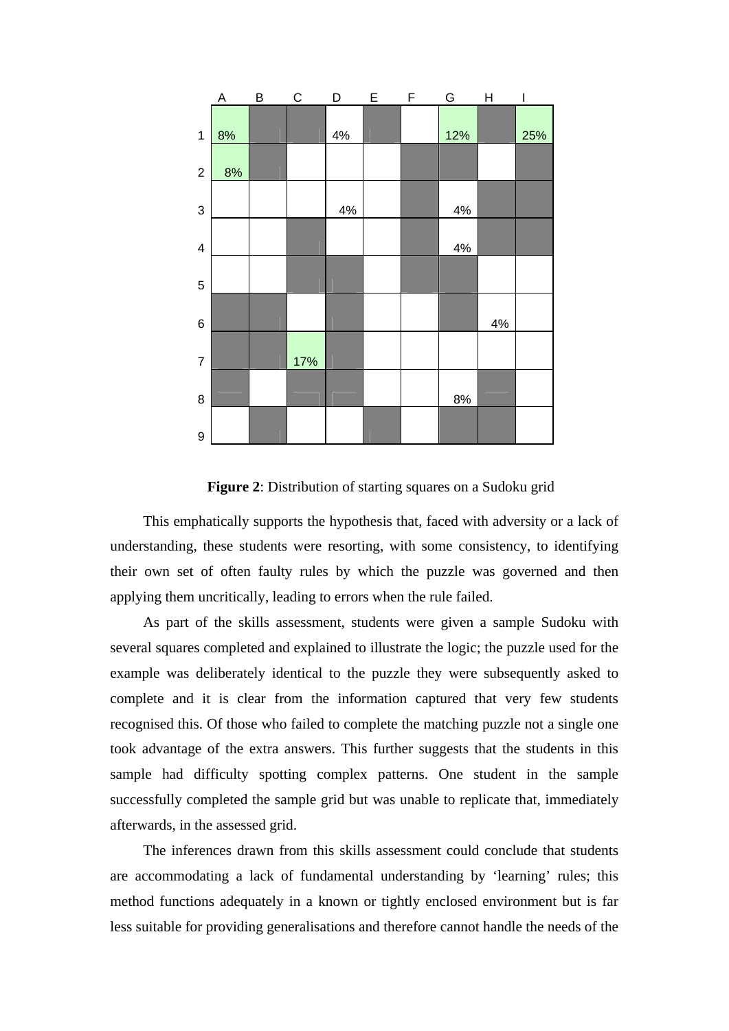| | A | B | C | D | E | F | G | H | I |
|---|---|---|---|---|---|---|---|---|---|
| 1 | 8% | | | 4% | | | 12% | | 25% |
| 2 | 8% | | | | | | | | |
| 3 | | | | 4% | | | 4% | | |
| 4 | | | | | | | 4% | | |
| 5 | | | | | | | | | |
| 6 | | | | | | | | 4% | |
| 7 | | | 17% | | | | | | |
| 8 | | | | | | | 8% | | |
| 9 | | | | | | | | | |

**Figure 2**: Distribution of starting squares on a Sudoku grid

This emphatically supports the hypothesis that, faced with adversity or a lack of understanding, these students were resorting, with some consistency, to identifying their own set of often faulty rules by which the puzzle was governed and then applying them uncritically, leading to errors when the rule failed.

As part of the skills assessment, students were given a sample Sudoku with several squares completed and explained to illustrate the logic; the puzzle used for the example was deliberately identical to the puzzle they were subsequently asked to complete and it is clear from the information captured that very few students recognised this. Of those who failed to complete the matching puzzle not a single one took advantage of the extra answers. This further suggests that the students in this sample had difficulty spotting complex patterns. One student in the sample successfully completed the sample grid but was unable to replicate that, immediately afterwards, in the assessed grid.

The inferences drawn from this skills assessment could conclude that students are accommodating a lack of fundamental understanding by 'learning' rules; this method functions adequately in a known or tightly enclosed environment but is far less suitable for providing generalisations and therefore cannot handle the needs of the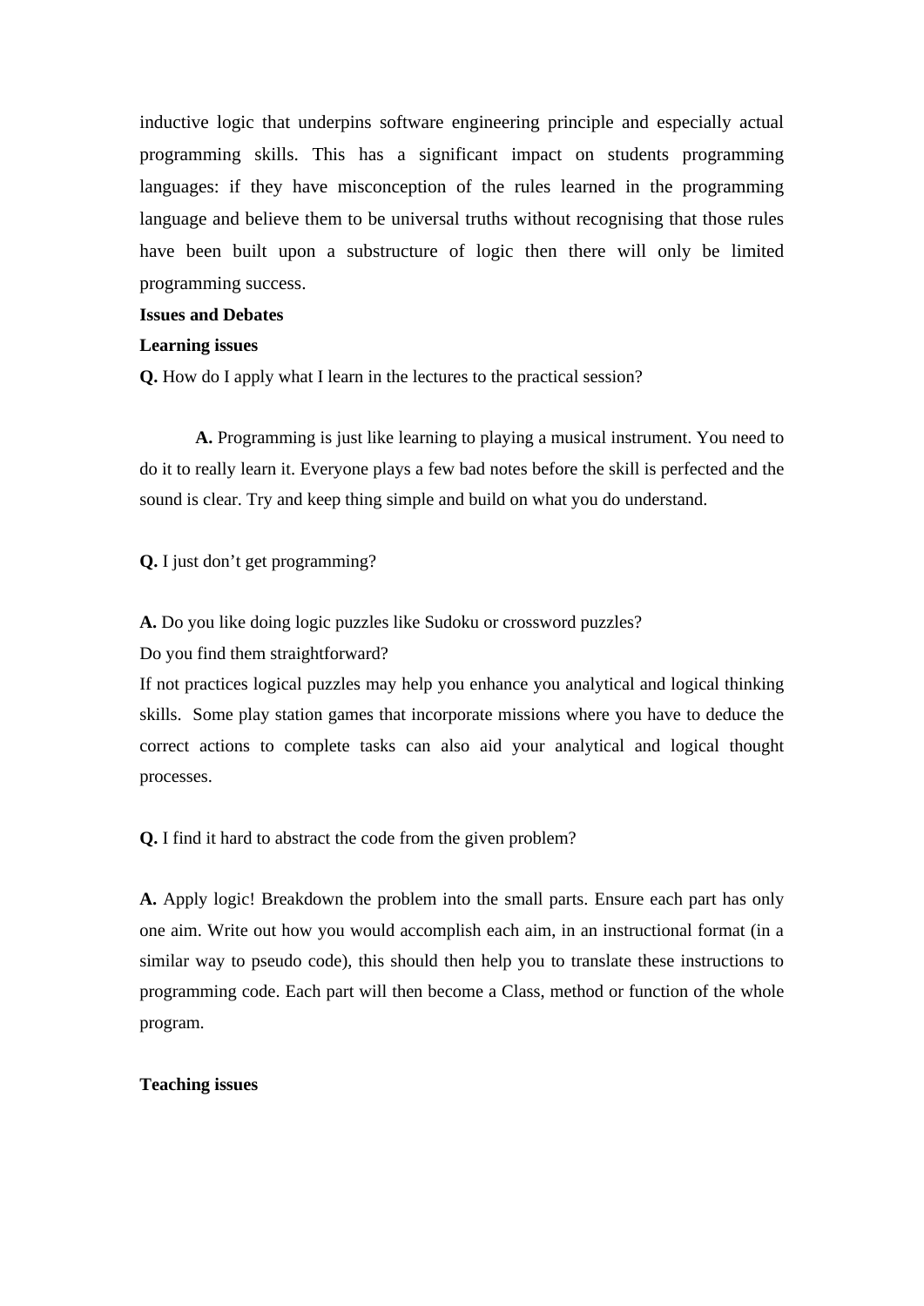inductive logic that underpins software engineering principle and especially actual programming skills. This has a significant impact on students programming languages: if they have misconception of the rules learned in the programming language and believe them to be universal truths without recognising that those rules have been built upon a substructure of logic then there will only be limited programming success.

**Issues and Debates**

**Learning issues**

**Q.** How do I apply what I learn in the lectures to the practical session?

**A.** Programming is just like learning to playing a musical instrument. You need to do it to really learn it. Everyone plays a few bad notes before the skill is perfected and the sound is clear. Try and keep thing simple and build on what you do understand.

**Q.** I just don't get programming?

**A.** Do you like doing logic puzzles like Sudoku or crossword puzzles?
Do you find them straightforward?
If not practices logical puzzles may help you enhance you analytical and logical thinking skills. Some play station games that incorporate missions where you have to deduce the correct actions to complete tasks can also aid your analytical and logical thought processes.

**Q.** I find it hard to abstract the code from the given problem?

**A.** Apply logic! Breakdown the problem into the small parts. Ensure each part has only one aim. Write out how you would accomplish each aim, in an instructional format (in a similar way to pseudo code), this should then help you to translate these instructions to programming code. Each part will then become a Class, method or function of the whole program.

**Teaching issues**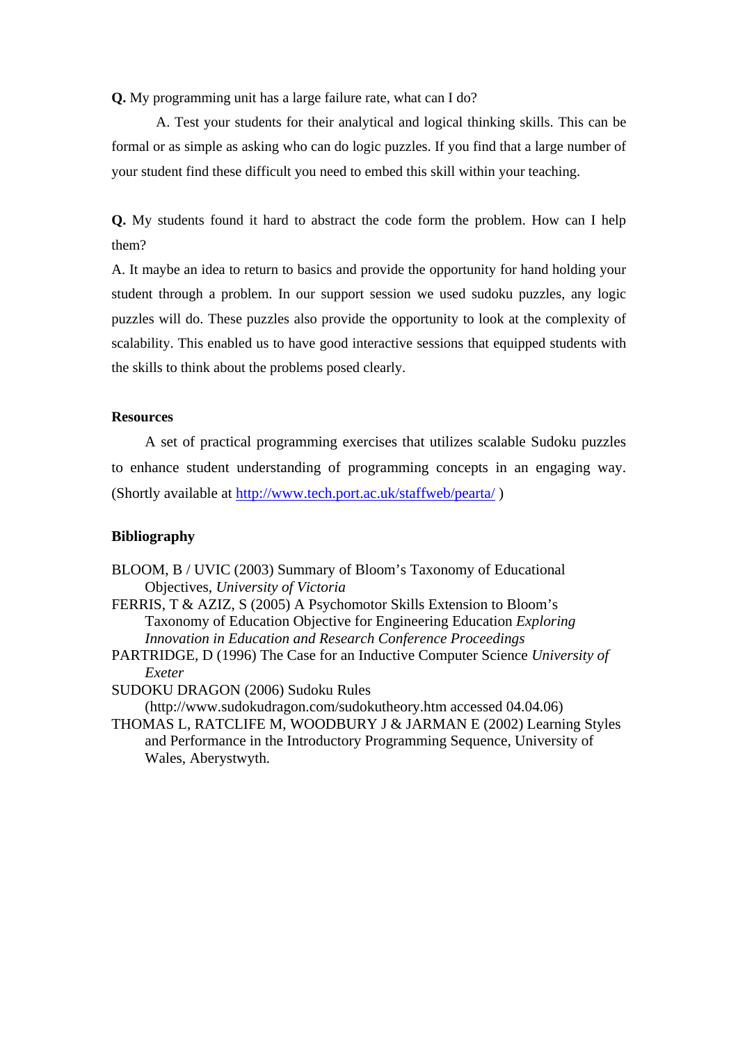**Q.** My programming unit has a large failure rate, what can I do?

A. Test your students for their analytical and logical thinking skills. This can be formal or as simple as asking who can do logic puzzles. If you find that a large number of your student find these difficult you need to embed this skill within your teaching.

**Q.** My students found it hard to abstract the code form the problem. How can I help them?

A. It maybe an idea to return to basics and provide the opportunity for hand holding your student through a problem. In our support session we used sudoku puzzles, any logic puzzles will do. These puzzles also provide the opportunity to look at the complexity of scalability. This enabled us to have good interactive sessions that equipped students with the skills to think about the problems posed clearly.

**Resources**

A set of practical programming exercises that utilizes scalable Sudoku puzzles to enhance student understanding of programming concepts in an engaging way. (Shortly available at [http://www.tech.port.ac.uk/staffweb/pearta/](http://www.tech.port.ac.uk/staffweb/pearta/) )

**Bibliography**

BLOOM, B / UVIC (2003) Summary of Bloom's Taxonomy of Educational Objectives, *University of Victoria*

FERRIS, T & AZIZ, S (2005) A Psychomotor Skills Extension to Bloom's Taxonomy of Education Objective for Engineering Education *Exploring Innovation in Education and Research Conference Proceedings*

PARTRIDGE, D (1996) The Case for an Inductive Computer Science *University of Exeter*

SUDOKU DRAGON (2006) Sudoku Rules (http://www.sudokudragon.com/sudokutheory.htm accessed 04.04.06)

THOMAS L, RATCLIFE M, WOODBURY J & JARMAN E (2002) Learning Styles and Performance in the Introductory Programming Sequence, University of Wales, Aberystwyth.